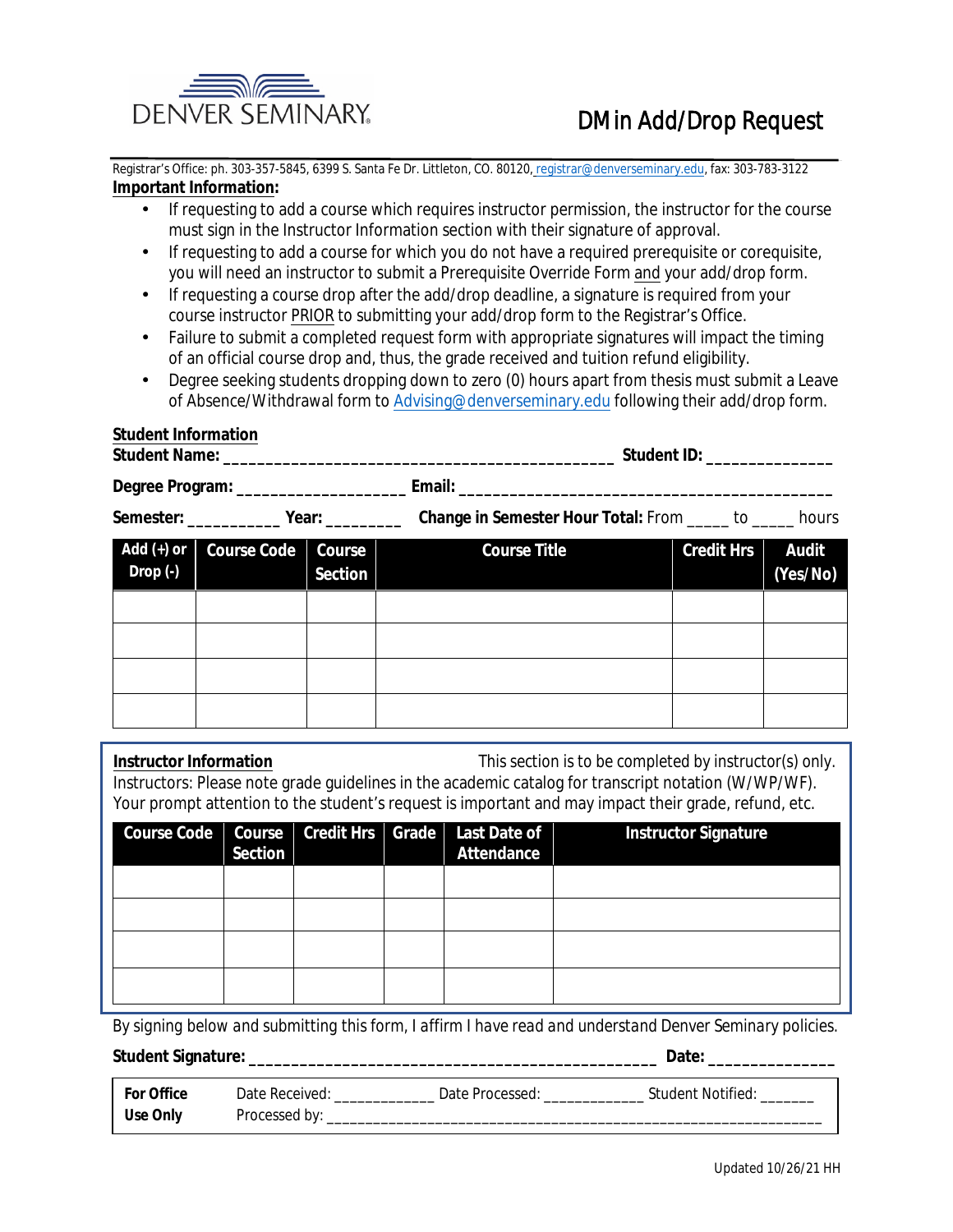DENVER SEMINARY

# DMin Add/Drop Request

Registrar's Office: ph. 303-357-5845, 6399 S. Santa Fe Dr. Littleton, CO. 80120, registrar@denverseminary.edu, fax: 303-783-3122

**Important Information:**

- If requesting to add a course which requires instructor permission, the instructor for the course must sign in the Instructor Information section with their signature of approval.
- If requesting to add a course for which you do not have a required prerequisite or corequisite, you will need an instructor to submit a Prerequisite Override Form and your add/drop form.
- If requesting a course drop after the add/drop deadline, a signature is required from your course instructor PRIOR to submitting your add/drop form to the Registrar's Office.
- Failure to submit a completed request form with appropriate signatures will impact the timing of an official course drop and, thus, the grade received and tuition refund eligibility.
- Degree seeking students dropping down to zero (0) hours apart from thesis must submit a Leave of Absence/Withdrawal form to Advising@denverseminary.edu following their add/drop form.

**Student Information**

**Student Name:** ____________________________________________ **Student ID:** ______________

**Degree Program:** __________________ **Email:** __________________________________________

**Semester:** __________ **Year:** ________ **Change in Semester Hour Total:** From _____ to _____ hours

| Add (+) or Drop (-) | Course Code | Course Section | Course Title | Credit Hrs | Audit (Yes/No) |
|---|---|---|---|---|---|
| | | | | | |
| | | | | | |
| | | | | | |
| | | | | | |

**Instructor Information** This section is to be completed by instructor(s) only.

Instructors: Please note grade guidelines in the academic catalog for transcript notation (W/WP/WF). Your prompt attention to the student's request is important and may impact their grade, refund, etc.

| Course Code | Course Section | Credit Hrs | Grade | Last Date of Attendance | Instructor Signature |
|---|---|---|---|---|---|
| | | | | | |
| | | | | | |
| | | | | | |
| | | | | | |

*By signing below and submitting this form, I affirm I have read and understand Denver Seminary policies.*

**Student Signature:** ______________________________________________ **Date:** ______________

| **For Office Use Only** | Date Received: ____________ Date Processed: ____________ Student Notified: _______ Processed by: ______________________________________________ |
|---|---|

Updated 10/26/21 HH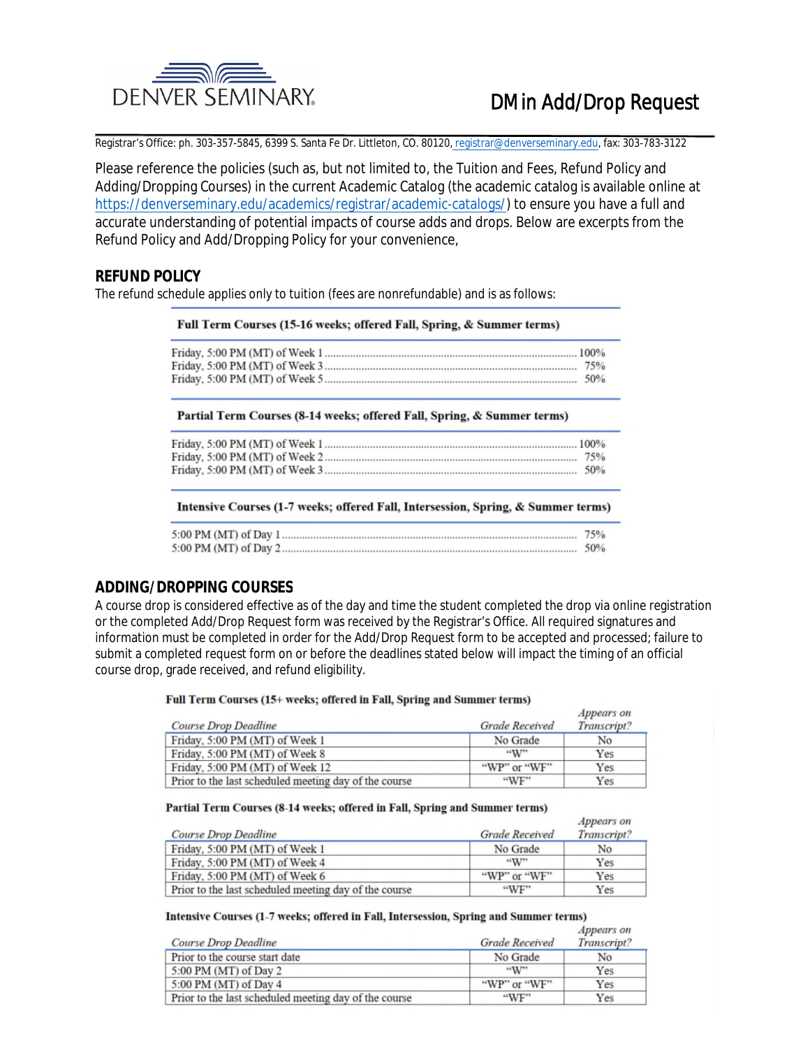DENVER SEMINARY

# DMin Add/Drop Request

Registrar's Office: ph. 303-357-5845, 6399 S. Santa Fe Dr. Littleton, CO. 80120, registrar@denverseminary.edu, fax: 303-783-3122

Please reference the policies (such as, but not limited to, the Tuition and Fees, Refund Policy and Adding/Dropping Courses) in the current Academic Catalog (the academic catalog is available online at https://denverseminary.edu/academics/registrar/academic-catalogs/) to ensure you have a full and accurate understanding of potential impacts of course adds and drops. Below are excerpts from the Refund Policy and Add/Dropping Policy for your convenience,

## REFUND POLICY

The refund schedule applies only to tuition (fees are nonrefundable) and is as follows:

**Full Term Courses (15-16 weeks; offered Fall, Spring, & Summer terms)**

| | |
|---|---|
| Friday, 5:00 PM (MT) of Week 1 | 100% |
| Friday, 5:00 PM (MT) of Week 3 | 75% |
| Friday, 5:00 PM (MT) of Week 5 | 50% |

**Partial Term Courses (8-14 weeks; offered Fall, Spring, & Summer terms)**

| | |
|---|---|
| Friday, 5:00 PM (MT) of Week 1 | 100% |
| Friday, 5:00 PM (MT) of Week 2 | 75% |
| Friday, 5:00 PM (MT) of Week 3 | 50% |

**Intensive Courses (1-7 weeks; offered Fall, Intersession, Spring, & Summer terms)**

| | |
|---|---|
| 5:00 PM (MT) of Day 1 | 75% |
| 5:00 PM (MT) of Day 2 | 50% |

## ADDING/DROPPING COURSES

A course drop is considered effective as of the day and time the student completed the drop via online registration or the completed Add/Drop Request form was received by the Registrar's Office. All required signatures and information must be completed in order for the Add/Drop Request form to be accepted and processed; failure to submit a completed request form on or before the deadlines stated below will impact the timing of an official course drop, grade received, and refund eligibility.

**Full Term Courses (15+ weeks; offered in Fall, Spring and Summer terms)**

| *Course Drop Deadline* | *Grade Received* | *Appears on Transcript?* |
|---|---|---|
| Friday, 5:00 PM (MT) of Week 1 | No Grade | No |
| Friday, 5:00 PM (MT) of Week 8 | "W" | Yes |
| Friday, 5:00 PM (MT) of Week 12 | "WP" or "WF" | Yes |
| Prior to the last scheduled meeting day of the course | "WF" | Yes |

**Partial Term Courses (8-14 weeks; offered in Fall, Spring and Summer terms)**

| *Course Drop Deadline* | *Grade Received* | *Appears on Transcript?* |
|---|---|---|
| Friday, 5:00 PM (MT) of Week 1 | No Grade | No |
| Friday, 5:00 PM (MT) of Week 4 | "W" | Yes |
| Friday, 5:00 PM (MT) of Week 6 | "WP" or "WF" | Yes |
| Prior to the last scheduled meeting day of the course | "WF" | Yes |

**Intensive Courses (1-7 weeks; offered in Fall, Intersession, Spring and Summer terms)**

| *Course Drop Deadline* | *Grade Received* | *Appears on Transcript?* |
|---|---|---|
| Prior to the course start date | No Grade | No |
| 5:00 PM (MT) of Day 2 | "W" | Yes |
| 5:00 PM (MT) of Day 4 | "WP" or "WF" | Yes |
| Prior to the last scheduled meeting day of the course | "WF" | Yes |